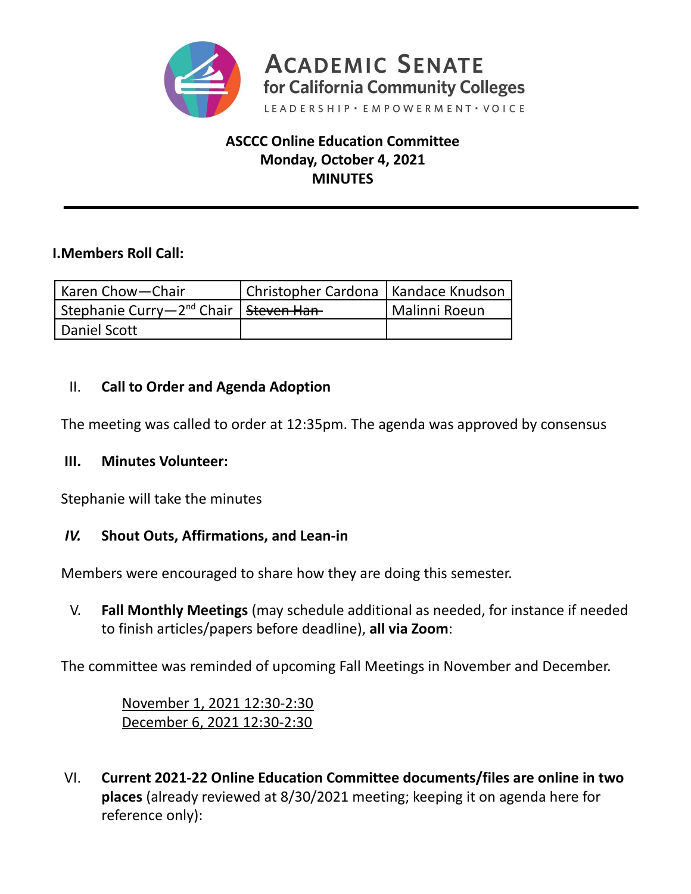**ACADEMIC SENATE**
**for California Community Colleges**
LEADERSHIP · EMPOWERMENT · VOICE

# ASCCC Online Education Committee
## Monday, October 4, 2021
## MINUTES

---

### I. Members Roll Call:

| Karen Chow—Chair | Christopher Cardona | Kandace Knudson |
|---|---|---|
| Stephanie Curry—2nd Chair | ~~Steven Han~~ | Malinni Roeun |
| Daniel Scott | | |

### II. Call to Order and Agenda Adoption

The meeting was called to order at 12:35pm. The agenda was approved by consensus

### III. Minutes Volunteer:

Stephanie will take the minutes

### *IV.* Shout Outs, Affirmations, and Lean-in

Members were encouraged to share how they are doing this semester.

### V. **Fall Monthly Meetings** (may schedule additional as needed, for instance if needed to finish articles/papers before deadline), **all via Zoom**:

The committee was reminded of upcoming Fall Meetings in November and December.

<u>November 1, 2021 12:30-2:30</u>
<u>December 6, 2021 12:30-2:30</u>

### VI. **Current 2021-22 Online Education Committee documents/files are online in two places** (already reviewed at 8/30/2021 meeting; keeping it on agenda here for reference only):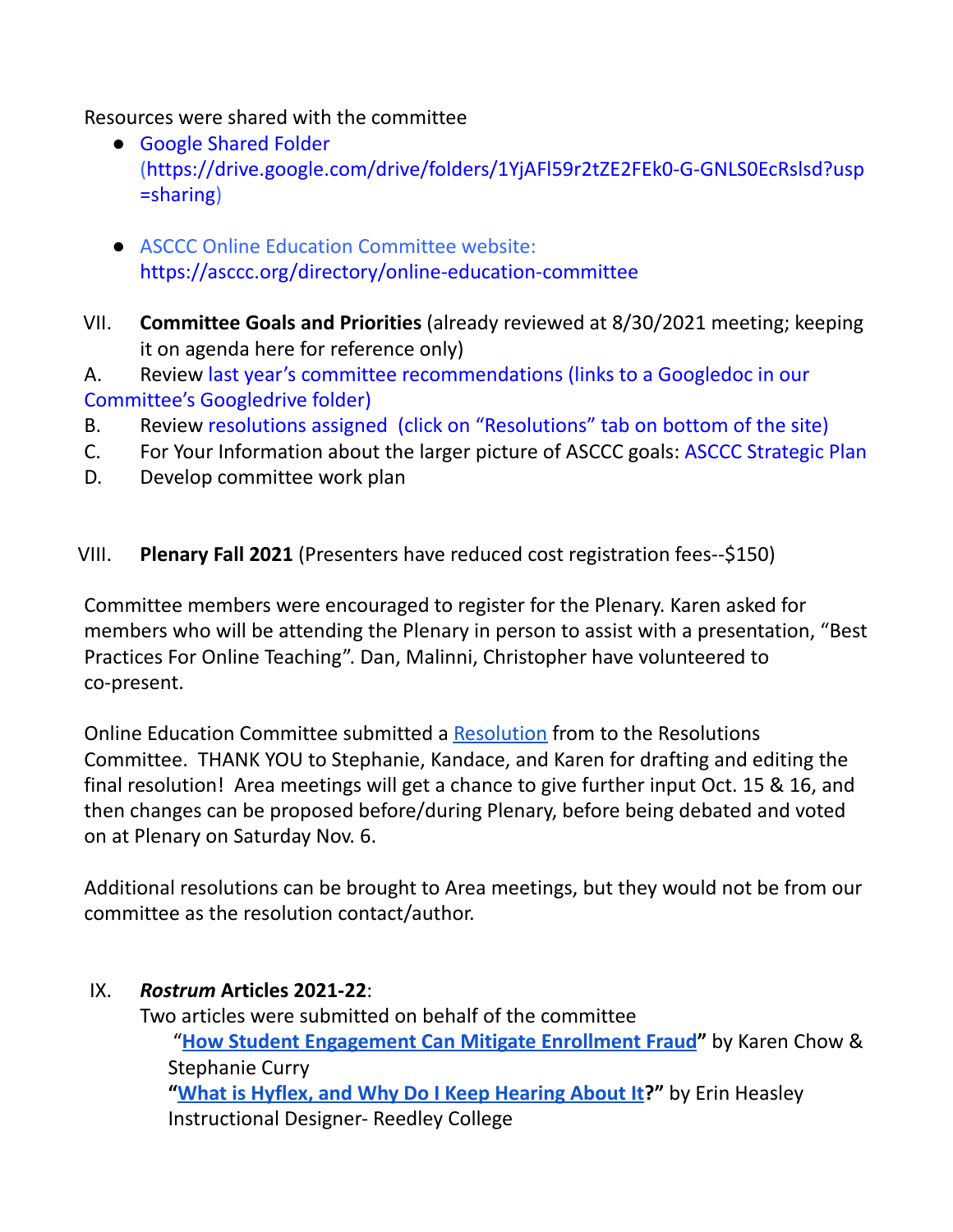Resources were shared with the committee

- Google Shared Folder (https://drive.google.com/drive/folders/1YjAFl59r2tZE2FEk0-G-GNLS0EcRslsd?usp=sharing)

- ASCCC Online Education Committee website: https://asccc.org/directory/online-education-committee

VII. **Committee Goals and Priorities** (already reviewed at 8/30/2021 meeting; keeping it on agenda here for reference only)

A. Review last year's committee recommendations (links to a Googledoc in our Committee's Googledrive folder)

B. Review resolutions assigned (click on "Resolutions" tab on bottom of the site)

C. For Your Information about the larger picture of ASCCC goals: ASCCC Strategic Plan

D. Develop committee work plan

VIII. **Plenary Fall 2021** (Presenters have reduced cost registration fees--$150)

Committee members were encouraged to register for the Plenary. Karen asked for members who will be attending the Plenary in person to assist with a presentation, "Best Practices For Online Teaching". Dan, Malinni, Christopher have volunteered to co-present.

Online Education Committee submitted a Resolution from to the Resolutions Committee. THANK YOU to Stephanie, Kandace, and Karen for drafting and editing the final resolution! Area meetings will get a chance to give further input Oct. 15 & 16, and then changes can be proposed before/during Plenary, before being debated and voted on at Plenary on Saturday Nov. 6.

Additional resolutions can be brought to Area meetings, but they would not be from our committee as the resolution contact/author.

IX. ***Rostrum* Articles 2021-22**:

Two articles were submitted on behalf of the committee

"**How Student Engagement Can Mitigate Enrollment Fraud**" by Karen Chow & Stephanie Curry

"**What is Hyflex, and Why Do I Keep Hearing About It?**" by Erin Heasley Instructional Designer- Reedley College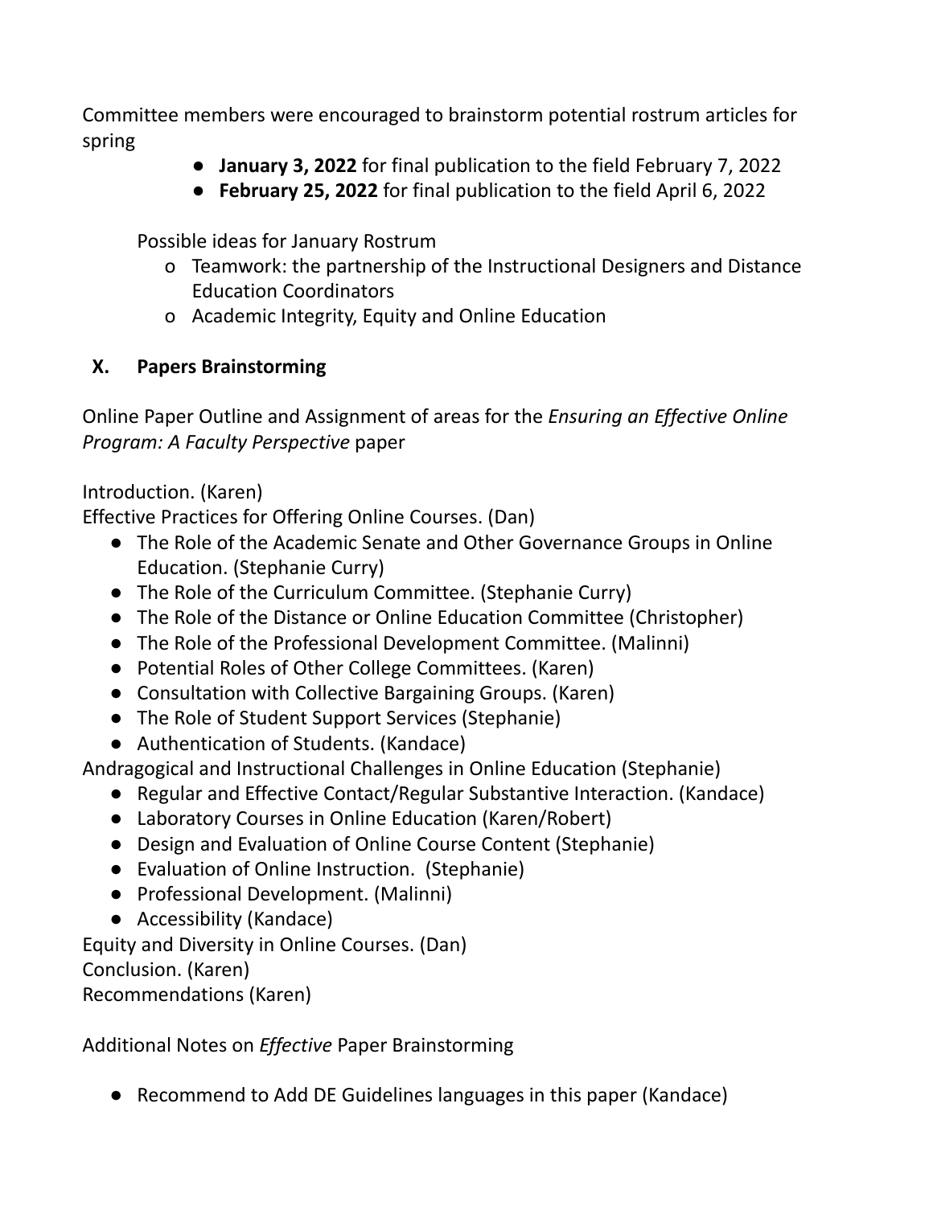Committee members were encouraged to brainstorm potential rostrum articles for spring

- **January 3, 2022** for final publication to the field February 7, 2022
- **February 25, 2022** for final publication to the field April 6, 2022

Possible ideas for January Rostrum

- Teamwork: the partnership of the Instructional Designers and Distance Education Coordinators
- Academic Integrity, Equity and Online Education

## X. Papers Brainstorming

Online Paper Outline and Assignment of areas for the *Ensuring an Effective Online Program: A Faculty Perspective* paper

Introduction. (Karen)

Effective Practices for Offering Online Courses. (Dan)

- The Role of the Academic Senate and Other Governance Groups in Online Education. (Stephanie Curry)
- The Role of the Curriculum Committee. (Stephanie Curry)
- The Role of the Distance or Online Education Committee (Christopher)
- The Role of the Professional Development Committee. (Malinni)
- Potential Roles of Other College Committees. (Karen)
- Consultation with Collective Bargaining Groups. (Karen)
- The Role of Student Support Services (Stephanie)
- Authentication of Students. (Kandace)

Andragogical and Instructional Challenges in Online Education (Stephanie)

- Regular and Effective Contact/Regular Substantive Interaction. (Kandace)
- Laboratory Courses in Online Education (Karen/Robert)
- Design and Evaluation of Online Course Content (Stephanie)
- Evaluation of Online Instruction. (Stephanie)
- Professional Development. (Malinni)
- Accessibility (Kandace)

Equity and Diversity in Online Courses. (Dan)

Conclusion. (Karen)

Recommendations (Karen)

Additional Notes on *Effective* Paper Brainstorming

- Recommend to Add DE Guidelines languages in this paper (Kandace)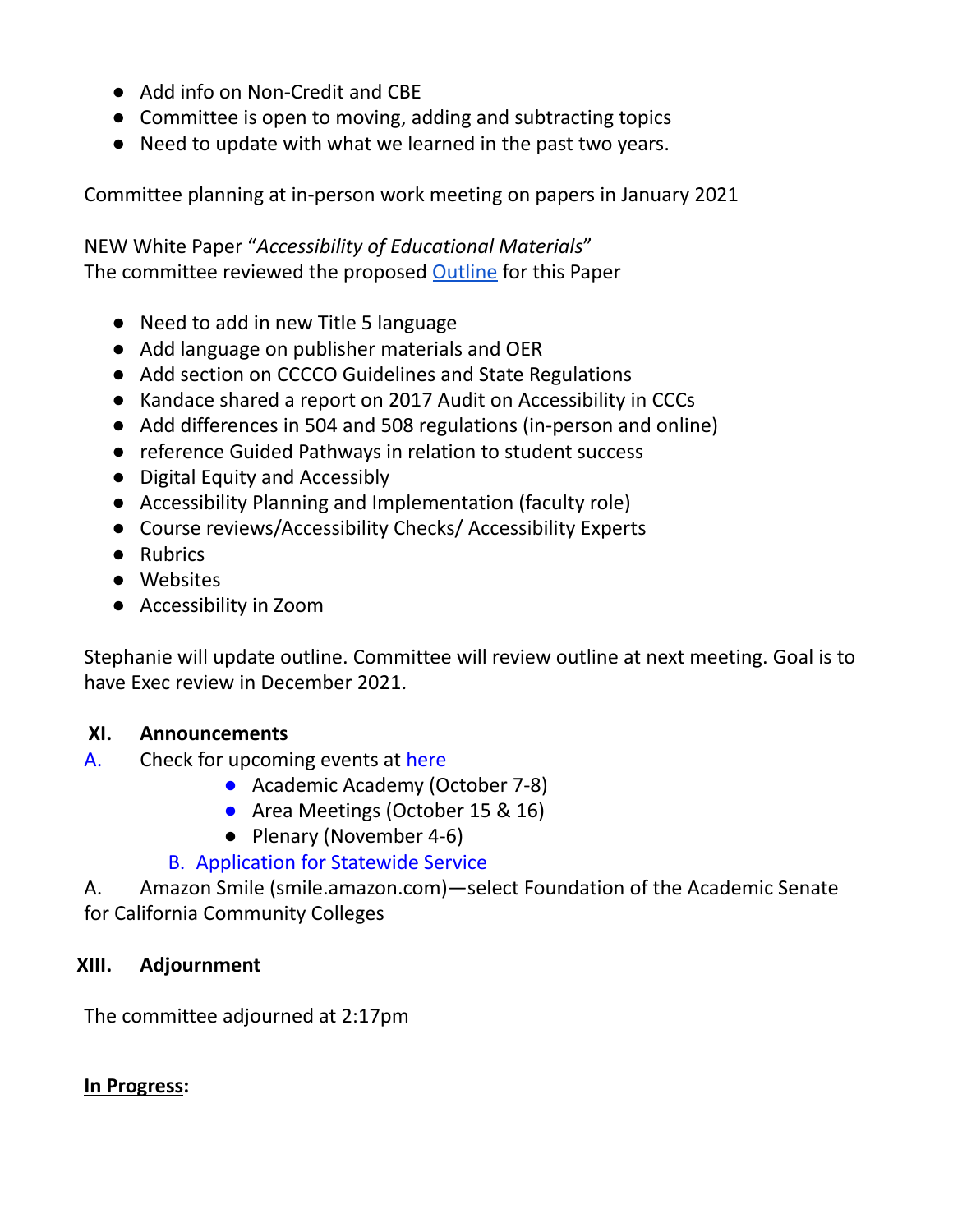- Add info on Non-Credit and CBE
- Committee is open to moving, adding and subtracting topics
- Need to update with what we learned in the past two years.

Committee planning at in-person work meeting on papers in January 2021

NEW White Paper "*Accessibility of Educational Materials*"
The committee reviewed the proposed Outline for this Paper

- Need to add in new Title 5 language
- Add language on publisher materials and OER
- Add section on CCCCO Guidelines and State Regulations
- Kandace shared a report on 2017 Audit on Accessibility in CCCs
- Add differences in 504 and 508 regulations (in-person and online)
- reference Guided Pathways in relation to student success
- Digital Equity and Accessibly
- Accessibility Planning and Implementation (faculty role)
- Course reviews/Accessibility Checks/ Accessibility Experts
- Rubrics
- Websites
- Accessibility in Zoom

Stephanie will update outline. Committee will review outline at next meeting. Goal is to have Exec review in December 2021.

## XI. Announcements

A. Check for upcoming events at here
   - Academic Academy (October 7-8)
   - Area Meetings (October 15 & 16)
   - Plenary (November 4-6)

B. Application for Statewide Service

A. Amazon Smile (smile.amazon.com)—select Foundation of the Academic Senate for California Community Colleges

## XIII. Adjournment

The committee adjourned at 2:17pm

**In Progress:**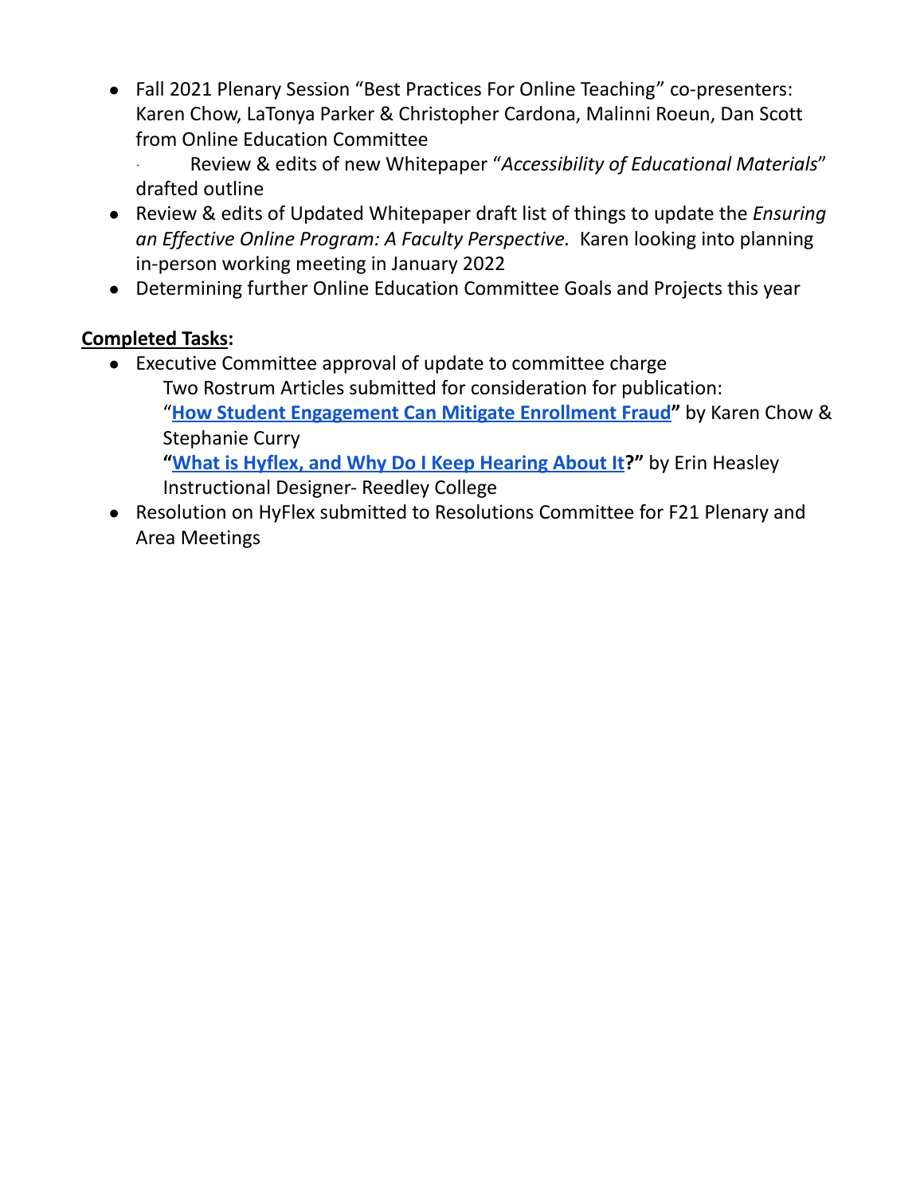- Fall 2021 Plenary Session “Best Practices For Online Teaching” co-presenters: Karen Chow, LaTonya Parker & Christopher Cardona, Malinni Roeun, Dan Scott from Online Education Committee
    - Review & edits of new Whitepaper “*Accessibility of Educational Materials*” drafted outline
- Review & edits of Updated Whitepaper draft list of things to update the *Ensuring an Effective Online Program: A Faculty Perspective.* Karen looking into planning in-person working meeting in January 2022
- Determining further Online Education Committee Goals and Projects this year

**Completed Tasks:**

- Executive Committee approval of update to committee charge
  Two Rostrum Articles submitted for consideration for publication:
  “**How Student Engagement Can Mitigate Enrollment Fraud**” by Karen Chow & Stephanie Curry
  **“What is Hyflex, and Why Do I Keep Hearing About It?”** by Erin Heasley Instructional Designer- Reedley College
- Resolution on HyFlex submitted to Resolutions Committee for F21 Plenary and Area Meetings